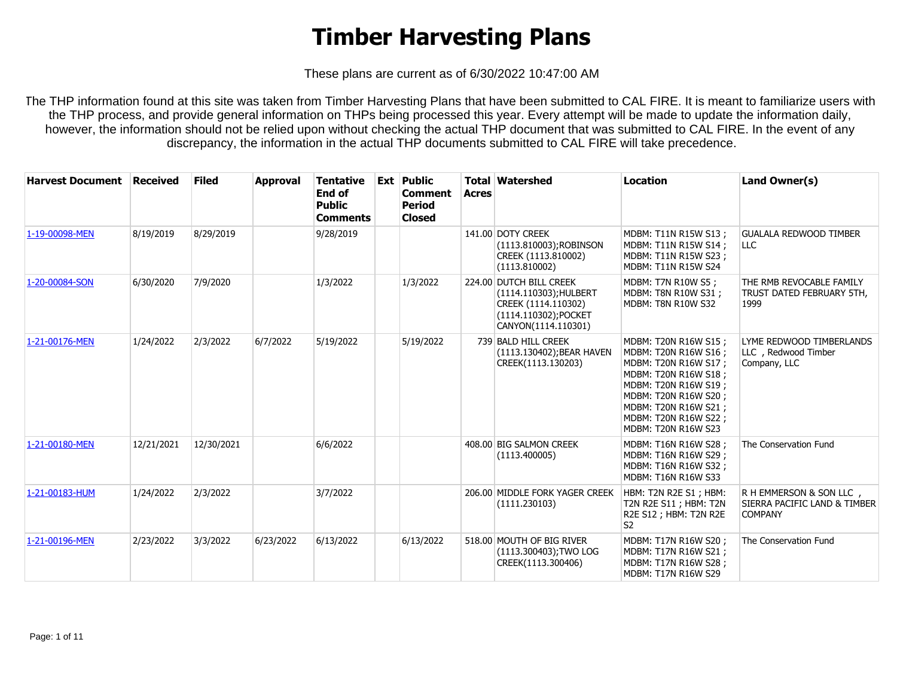# Timber Harvesting Plans

These plans are current as of 6/30/2022 10:47:00 AM

The THP information found at this site was taken from Timber Harvesting Plans that have been submitted to CAL FIRE. It is meant to familiarize users with the THP process, and provide general information on THPs being processed this year. Every attempt will be made to update the information daily, however, the information should not be relied upon without checking the actual THP document that was submitted to CAL FIRE. In the event of any discrepancy, the information in the actual THP documents submitted to CAL FIRE will take precedence.

| Harvest Document | Received | Filed | Approval | Tentative End of Public Comments | Ext | Public Comment Period Closed | Total Acres | Watershed | Location | Land Owner(s) |
|---|---|---|---|---|---|---|---|---|---|---|
| 1-19-00098-MEN | 8/19/2019 | 8/29/2019 | | 9/28/2019 | | | 141.00 | DOTY CREEK (1113.810003);ROBINSON CREEK (1113.810002) (1113.810002) | MDBM: T11N R15W S13 ; MDBM: T11N R15W S14 ; MDBM: T11N R15W S23 ; MDBM: T11N R15W S24 | GUALALA REDWOOD TIMBER LLC |
| 1-20-00084-SON | 6/30/2020 | 7/9/2020 | | 1/3/2022 | | 1/3/2022 | 224.00 | DUTCH BILL CREEK (1114.110303);HULBERT CREEK (1114.110302) (1114.110302);POCKET CANYON(1114.110301) | MDBM: T7N R10W S5 ; MDBM: T8N R10W S31 ; MDBM: T8N R10W S32 | THE RMB REVOCABLE FAMILY TRUST DATED FEBRUARY 5TH, 1999 |
| 1-21-00176-MEN | 1/24/2022 | 2/3/2022 | 6/7/2022 | 5/19/2022 | | 5/19/2022 | 739 | BALD HILL CREEK (1113.130402);BEAR HAVEN CREEK(1113.130203) | MDBM: T20N R16W S15 ; MDBM: T20N R16W S16 ; MDBM: T20N R16W S17 ; MDBM: T20N R16W S18 ; MDBM: T20N R16W S19 ; MDBM: T20N R16W S20 ; MDBM: T20N R16W S21 ; MDBM: T20N R16W S22 ; MDBM: T20N R16W S23 | LYME REDWOOD TIMBERLANDS LLC , Redwood Timber Company, LLC |
| 1-21-00180-MEN | 12/21/2021 | 12/30/2021 | | 6/6/2022 | | | 408.00 | BIG SALMON CREEK (1113.400005) | MDBM: T16N R16W S28 ; MDBM: T16N R16W S29 ; MDBM: T16N R16W S32 ; MDBM: T16N R16W S33 | The Conservation Fund |
| 1-21-00183-HUM | 1/24/2022 | 2/3/2022 | | 3/7/2022 | | | 206.00 | MIDDLE FORK YAGER CREEK (1111.230103) | HBM: T2N R2E S1 ; HBM: T2N R2E S11 ; HBM: T2N R2E S12 ; HBM: T2N R2E S2 | R H EMMERSON & SON LLC , SIERRA PACIFIC LAND & TIMBER COMPANY |
| 1-21-00196-MEN | 2/23/2022 | 3/3/2022 | 6/23/2022 | 6/13/2022 | | 6/13/2022 | 518.00 | MOUTH OF BIG RIVER (1113.300403);TWO LOG CREEK(1113.300406) | MDBM: T17N R16W S20 ; MDBM: T17N R16W S21 ; MDBM: T17N R16W S28 ; MDBM: T17N R16W S29 | The Conservation Fund |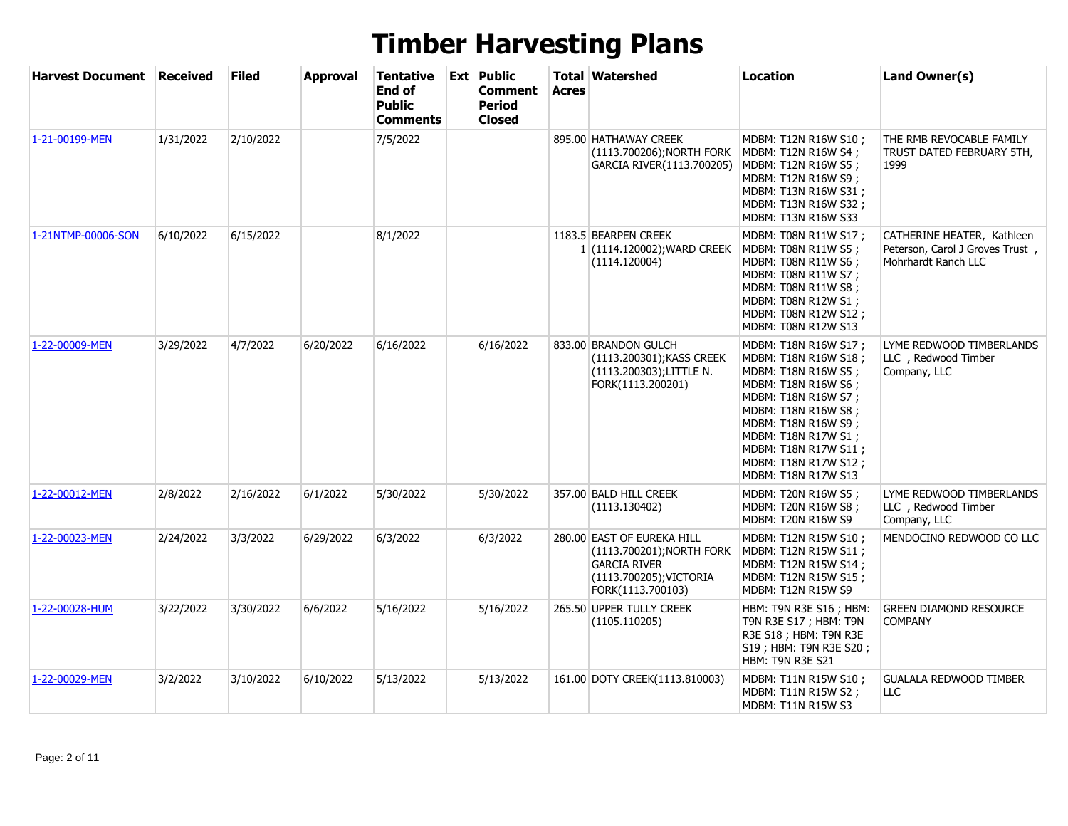# Timber Harvesting Plans

| Harvest Document | Received | Filed | Approval | Tentative End of Public Comments | Ext | Public Comment Period Closed | Total Acres | Watershed | Location | Land Owner(s) |
|---|---|---|---|---|---|---|---|---|---|---|
| 1-21-00199-MEN | 1/31/2022 | 2/10/2022 | | 7/5/2022 | | | 895.00 | HATHAWAY CREEK (1113.700206);NORTH FORK GARCIA RIVER(1113.700205) | MDBM: T12N R16W S10 ; MDBM: T12N R16W S4 ; MDBM: T12N R16W S5 ; MDBM: T12N R16W S9 ; MDBM: T13N R16W S31 ; MDBM: T13N R16W S32 ; MDBM: T13N R16W S33 | THE RMB REVOCABLE FAMILY TRUST DATED FEBRUARY 5TH, 1999 |
| 1-21NTMP-00006-SON | 6/10/2022 | 6/15/2022 | | 8/1/2022 | | | 1183.51 | BEARPEN CREEK (1114.120002);WARD CREEK (1114.120004) | MDBM: T08N R11W S17 ; MDBM: T08N R11W S5 ; MDBM: T08N R11W S6 ; MDBM: T08N R11W S7 ; MDBM: T08N R11W S8 ; MDBM: T08N R12W S1 ; MDBM: T08N R12W S12 ; MDBM: T08N R12W S13 | CATHERINE HEATER, Kathleen Peterson, Carol J Groves Trust , Mohrhardt Ranch LLC |
| 1-22-00009-MEN | 3/29/2022 | 4/7/2022 | 6/20/2022 | 6/16/2022 | | 6/16/2022 | 833.00 | BRANDON GULCH (1113.200301);KASS CREEK (1113.200303);LITTLE N. FORK(1113.200201) | MDBM: T18N R16W S17 ; MDBM: T18N R16W S18 ; MDBM: T18N R16W S5 ; MDBM: T18N R16W S6 ; MDBM: T18N R16W S7 ; MDBM: T18N R16W S8 ; MDBM: T18N R16W S9 ; MDBM: T18N R17W S1 ; MDBM: T18N R17W S11 ; MDBM: T18N R17W S12 ; MDBM: T18N R17W S13 | LYME REDWOOD TIMBERLANDS LLC , Redwood Timber Company, LLC |
| 1-22-00012-MEN | 2/8/2022 | 2/16/2022 | 6/1/2022 | 5/30/2022 | | 5/30/2022 | 357.00 | BALD HILL CREEK (1113.130402) | MDBM: T20N R16W S5 ; MDBM: T20N R16W S8 ; MDBM: T20N R16W S9 | LYME REDWOOD TIMBERLANDS LLC , Redwood Timber Company, LLC |
| 1-22-00023-MEN | 2/24/2022 | 3/3/2022 | 6/29/2022 | 6/3/2022 | | 6/3/2022 | 280.00 | EAST OF EUREKA HILL (1113.700201);NORTH FORK GARCIA RIVER (1113.700205);VICTORIA FORK(1113.700103) | MDBM: T12N R15W S10 ; MDBM: T12N R15W S11 ; MDBM: T12N R15W S14 ; MDBM: T12N R15W S15 ; MDBM: T12N R15W S9 | MENDOCINO REDWOOD CO LLC |
| 1-22-00028-HUM | 3/22/2022 | 3/30/2022 | 6/6/2022 | 5/16/2022 | | 5/16/2022 | 265.50 | UPPER TULLY CREEK (1105.110205) | HBM: T9N R3E S16 ; HBM: T9N R3E S17 ; HBM: T9N R3E S18 ; HBM: T9N R3E S19 ; HBM: T9N R3E S20 ; HBM: T9N R3E S21 | GREEN DIAMOND RESOURCE COMPANY |
| 1-22-00029-MEN | 3/2/2022 | 3/10/2022 | 6/10/2022 | 5/13/2022 | | 5/13/2022 | 161.00 | DOTY CREEK(1113.810003) | MDBM: T11N R15W S10 ; MDBM: T11N R15W S2 ; MDBM: T11N R15W S3 | GUALALA REDWOOD TIMBER LLC |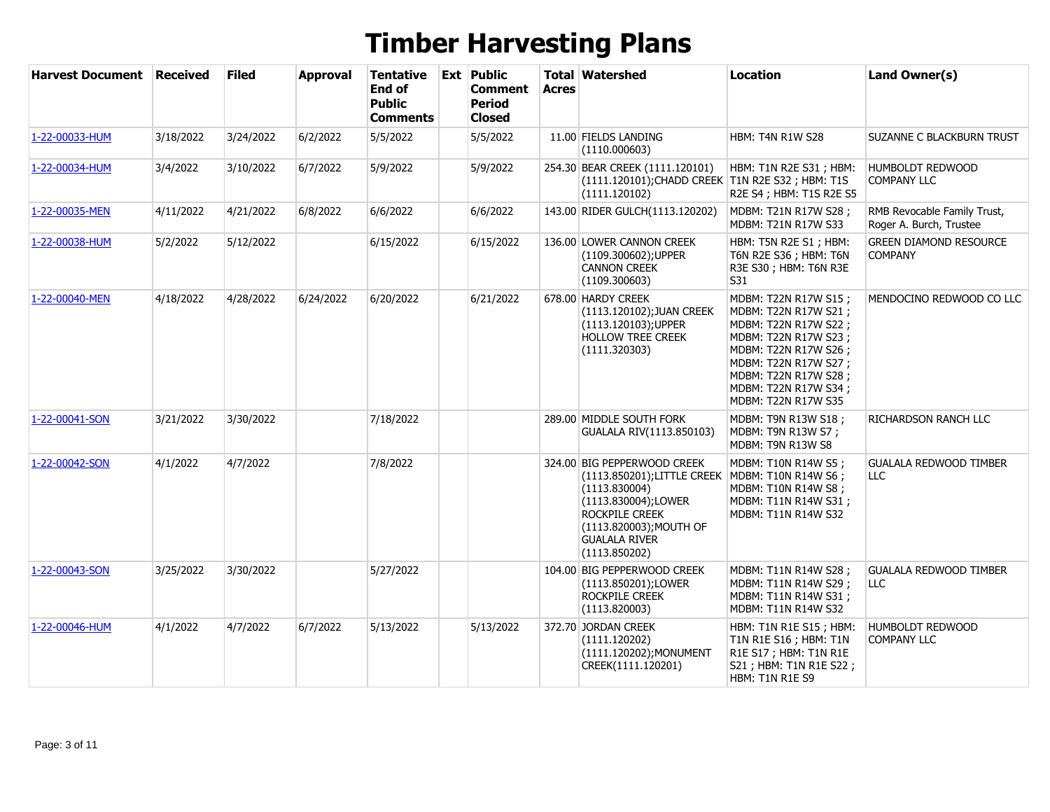# Timber Harvesting Plans

| Harvest Document | Received | Filed | Approval | Tentative End of Public Comments | Ext | Public Comment Period Closed | Total Acres | Watershed | Location | Land Owner(s) |
|---|---|---|---|---|---|---|---|---|---|---|
| 1-22-00033-HUM | 3/18/2022 | 3/24/2022 | 6/2/2022 | 5/5/2022 | | 5/5/2022 | 11.00 | FIELDS LANDING (1110.000603) | HBM: T4N R1W S28 | SUZANNE C BLACKBURN TRUST |
| 1-22-00034-HUM | 3/4/2022 | 3/10/2022 | 6/7/2022 | 5/9/2022 | | 5/9/2022 | 254.30 | BEAR CREEK (1111.120101) (1111.120101);CHADD CREEK (1111.120102) | HBM: T1N R2E S31 ; HBM: T1N R2E S32 ; HBM: T1S R2E S4 ; HBM: T1S R2E S5 | HUMBOLDT REDWOOD COMPANY LLC |
| 1-22-00035-MEN | 4/11/2022 | 4/21/2022 | 6/8/2022 | 6/6/2022 | | 6/6/2022 | 143.00 | RIDER GULCH(1113.120202) | MDBM: T21N R17W S28 ; MDBM: T21N R17W S33 | RMB Revocable Family Trust, Roger A. Burch, Trustee |
| 1-22-00038-HUM | 5/2/2022 | 5/12/2022 | | 6/15/2022 | | 6/15/2022 | 136.00 | LOWER CANNON CREEK (1109.300602);UPPER CANNON CREEK (1109.300603) | HBM: T5N R2E S1 ; HBM: T6N R2E S36 ; HBM: T6N R3E S30 ; HBM: T6N R3E S31 | GREEN DIAMOND RESOURCE COMPANY |
| 1-22-00040-MEN | 4/18/2022 | 4/28/2022 | 6/24/2022 | 6/20/2022 | | 6/21/2022 | 678.00 | HARDY CREEK (1113.120102);JUAN CREEK (1113.120103);UPPER HOLLOW TREE CREEK (1111.320303) | MDBM: T22N R17W S15 ; MDBM: T22N R17W S21 ; MDBM: T22N R17W S22 ; MDBM: T22N R17W S23 ; MDBM: T22N R17W S26 ; MDBM: T22N R17W S27 ; MDBM: T22N R17W S28 ; MDBM: T22N R17W S34 ; MDBM: T22N R17W S35 | MENDOCINO REDWOOD CO LLC |
| 1-22-00041-SON | 3/21/2022 | 3/30/2022 | | 7/18/2022 | | | 289.00 | MIDDLE SOUTH FORK GUALALA RIV(1113.850103) | MDBM: T9N R13W S18 ; MDBM: T9N R13W S7 ; MDBM: T9N R13W S8 | RICHARDSON RANCH LLC |
| 1-22-00042-SON | 4/1/2022 | 4/7/2022 | | 7/8/2022 | | | 324.00 | BIG PEPPERWOOD CREEK (1113.850201);LITTLE CREEK (1113.830004) (1113.830004);LOWER ROCKPILE CREEK (1113.820003);MOUTH OF GUALALA RIVER (1113.850202) | MDBM: T10N R14W S5 ; MDBM: T10N R14W S6 ; MDBM: T10N R14W S8 ; MDBM: T11N R14W S31 ; MDBM: T11N R14W S32 | GUALALA REDWOOD TIMBER LLC |
| 1-22-00043-SON | 3/25/2022 | 3/30/2022 | | 5/27/2022 | | | 104.00 | BIG PEPPERWOOD CREEK (1113.850201);LOWER ROCKPILE CREEK (1113.820003) | MDBM: T11N R14W S28 ; MDBM: T11N R14W S29 ; MDBM: T11N R14W S31 ; MDBM: T11N R14W S32 | GUALALA REDWOOD TIMBER LLC |
| 1-22-00046-HUM | 4/1/2022 | 4/7/2022 | 6/7/2022 | 5/13/2022 | | 5/13/2022 | 372.70 | JORDAN CREEK (1111.120202) (1111.120202);MONUMENT CREEK(1111.120201) | HBM: T1N R1E S15 ; HBM: T1N R1E S16 ; HBM: T1N R1E S17 ; HBM: T1N R1E S21 ; HBM: T1N R1E S22 ; HBM: T1N R1E S9 | HUMBOLDT REDWOOD COMPANY LLC |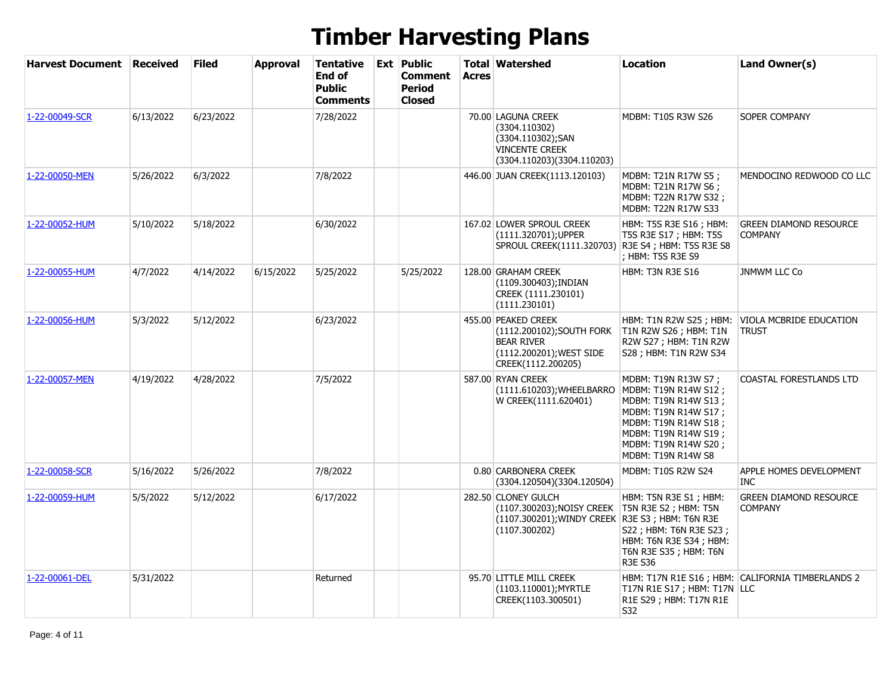# Timber Harvesting Plans

| Harvest Document | Received | Filed | Approval | Tentative End of Public Comments | Ext | Public Comment Period Closed | Total Acres | Watershed | Location | Land Owner(s) |
|---|---|---|---|---|---|---|---|---|---|---|
| 1-22-00049-SCR | 6/13/2022 | 6/23/2022 | | 7/28/2022 | | | 70.00 | LAGUNA CREEK (3304.110302)(3304.110302);SAN VINCENTE CREEK (3304.110203)(3304.110203) | MDBM: T10S R3W S26 | SOPER COMPANY |
| 1-22-00050-MEN | 5/26/2022 | 6/3/2022 | | 7/8/2022 | | | 446.00 | JUAN CREEK(1113.120103) | MDBM: T21N R17W S5 ; MDBM: T21N R17W S6 ; MDBM: T22N R17W S32 ; MDBM: T22N R17W S33 | MENDOCINO REDWOOD CO LLC |
| 1-22-00052-HUM | 5/10/2022 | 5/18/2022 | | 6/30/2022 | | | 167.02 | LOWER SPROUL CREEK (1111.320701);UPPER SPROUL CREEK(1111.320703) | HBM: T5S R3E S16 ; HBM: T5S R3E S17 ; HBM: T5S R3E S4 ; HBM: T5S R3E S8 ; HBM: T5S R3E S9 | GREEN DIAMOND RESOURCE COMPANY |
| 1-22-00055-HUM | 4/7/2022 | 4/14/2022 | 6/15/2022 | 5/25/2022 | | 5/25/2022 | 128.00 | GRAHAM CREEK (1109.300403);INDIAN CREEK (1111.230101) (1111.230101) | HBM: T3N R3E S16 | JNMWM LLC Co |
| 1-22-00056-HUM | 5/3/2022 | 5/12/2022 | | 6/23/2022 | | | 455.00 | PEAKED CREEK (1112.200102);SOUTH FORK BEAR RIVER (1112.200201);WEST SIDE CREEK(1112.200205) | HBM: T1N R2W S25 ; HBM: T1N R2W S26 ; HBM: T1N R2W S27 ; HBM: T1N R2W S28 ; HBM: T1N R2W S34 | VIOLA MCBRIDE EDUCATION TRUST |
| 1-22-00057-MEN | 4/19/2022 | 4/28/2022 | | 7/5/2022 | | | 587.00 | RYAN CREEK (1111.610203);WHEELBARROW CREEK(1111.620401) | MDBM: T19N R13W S7 ; MDBM: T19N R14W S12 ; MDBM: T19N R14W S13 ; MDBM: T19N R14W S17 ; MDBM: T19N R14W S18 ; MDBM: T19N R14W S19 ; MDBM: T19N R14W S20 ; MDBM: T19N R14W S8 | COASTAL FORESTLANDS LTD |
| 1-22-00058-SCR | 5/16/2022 | 5/26/2022 | | 7/8/2022 | | | 0.80 | CARBONERA CREEK (3304.120504)(3304.120504) | MDBM: T10S R2W S24 | APPLE HOMES DEVELOPMENT INC |
| 1-22-00059-HUM | 5/5/2022 | 5/12/2022 | | 6/17/2022 | | | 282.50 | CLONEY GULCH (1107.300203);NOISY CREEK (1107.300201);WINDY CREEK (1107.300202) | HBM: T5N R3E S1 ; HBM: T5N R3E S2 ; HBM: T5N R3E S3 ; HBM: T6N R3E S22 ; HBM: T6N R3E S23 ; HBM: T6N R3E S34 ; HBM: T6N R3E S35 ; HBM: T6N R3E S36 | GREEN DIAMOND RESOURCE COMPANY |
| 1-22-00061-DEL | 5/31/2022 | | | Returned | | | 95.70 | LITTLE MILL CREEK (1103.110001);MYRTLE CREEK(1103.300501) | HBM: T17N R1E S16 ; HBM: T17N R1E S17 ; HBM: T17N R1E S29 ; HBM: T17N R1E S32 | CALIFORNIA TIMBERLANDS 2 LLC |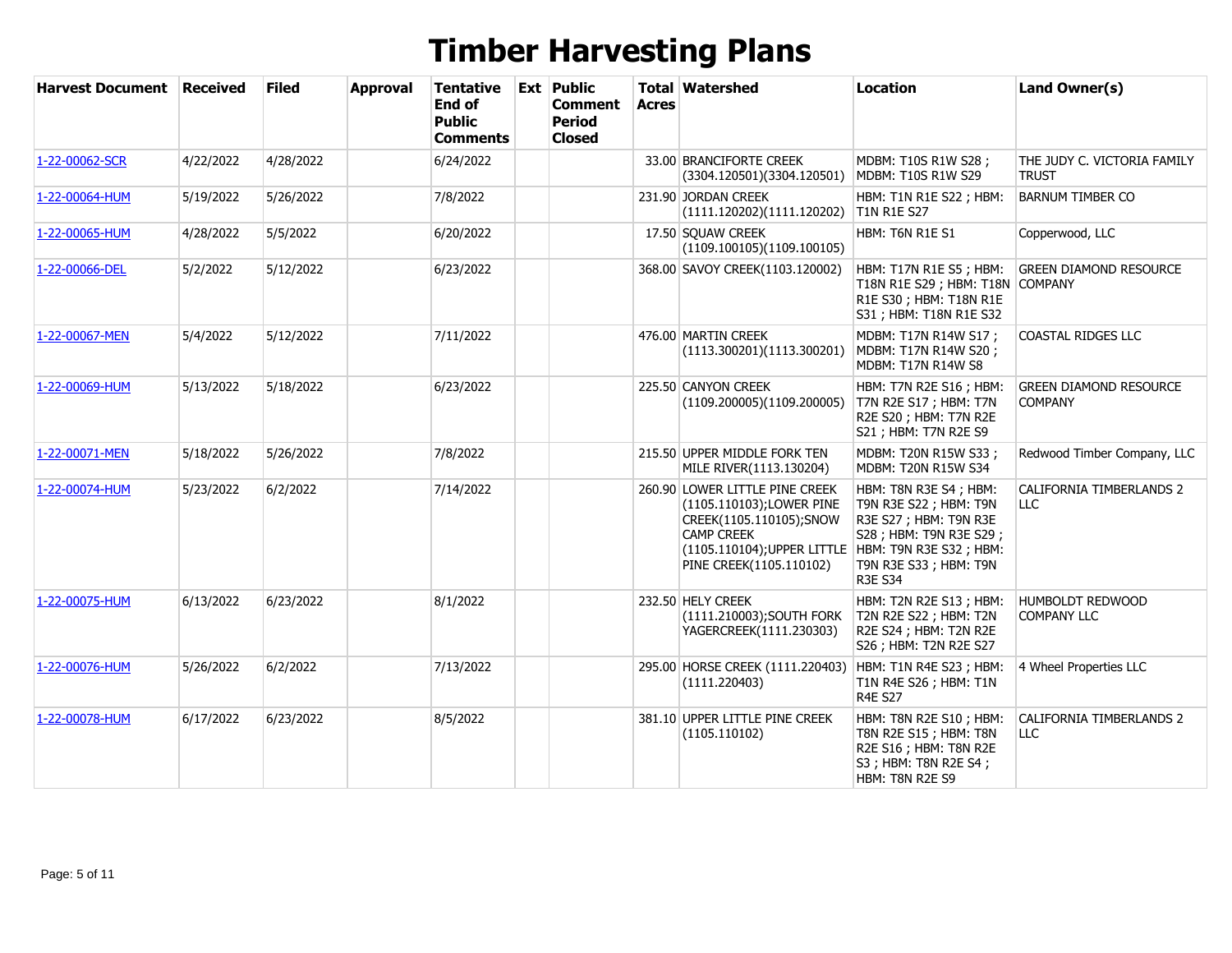# Timber Harvesting Plans

| Harvest Document | Received | Filed | Approval | Tentative End of Public Comments | Ext | Public Comment Period Closed | Total Acres | Watershed | Location | Land Owner(s) |
|---|---|---|---|---|---|---|---|---|---|---|
| 1-22-00062-SCR | 4/22/2022 | 4/28/2022 | | 6/24/2022 | | | 33.00 | BRANCIFORTE CREEK (3304.120501)(3304.120501) | MDBM: T10S R1W S28 ; MDBM: T10S R1W S29 | THE JUDY C. VICTORIA FAMILY TRUST |
| 1-22-00064-HUM | 5/19/2022 | 5/26/2022 | | 7/8/2022 | | | 231.90 | JORDAN CREEK (1111.120202)(1111.120202) | HBM: T1N R1E S22 ; HBM: T1N R1E S27 | BARNUM TIMBER CO |
| 1-22-00065-HUM | 4/28/2022 | 5/5/2022 | | 6/20/2022 | | | 17.50 | SQUAW CREEK (1109.100105)(1109.100105) | HBM: T6N R1E S1 | Copperwood, LLC |
| 1-22-00066-DEL | 5/2/2022 | 5/12/2022 | | 6/23/2022 | | | 368.00 | SAVOY CREEK(1103.120002) | HBM: T17N R1E S5 ; HBM: T18N R1E S29 ; HBM: T18N R1E S30 ; HBM: T18N R1E S31 ; HBM: T18N R1E S32 | GREEN DIAMOND RESOURCE COMPANY |
| 1-22-00067-MEN | 5/4/2022 | 5/12/2022 | | 7/11/2022 | | | 476.00 | MARTIN CREEK (1113.300201)(1113.300201) | MDBM: T17N R14W S17 ; MDBM: T17N R14W S20 ; MDBM: T17N R14W S8 | COASTAL RIDGES LLC |
| 1-22-00069-HUM | 5/13/2022 | 5/18/2022 | | 6/23/2022 | | | 225.50 | CANYON CREEK (1109.200005)(1109.200005) | HBM: T7N R2E S16 ; HBM: T7N R2E S17 ; HBM: T7N R2E S20 ; HBM: T7N R2E S21 ; HBM: T7N R2E S9 | GREEN DIAMOND RESOURCE COMPANY |
| 1-22-00071-MEN | 5/18/2022 | 5/26/2022 | | 7/8/2022 | | | 215.50 | UPPER MIDDLE FORK TEN MILE RIVER(1113.130204) | MDBM: T20N R15W S33 ; MDBM: T20N R15W S34 | Redwood Timber Company, LLC |
| 1-22-00074-HUM | 5/23/2022 | 6/2/2022 | | 7/14/2022 | | | 260.90 | LOWER LITTLE PINE CREEK (1105.110103);LOWER PINE CREEK(1105.110105);SNOW CAMP CREEK (1105.110104);UPPER LITTLE PINE CREEK(1105.110102) | HBM: T8N R3E S4 ; HBM: T9N R3E S22 ; HBM: T9N R3E S27 ; HBM: T9N R3E S28 ; HBM: T9N R3E S29 ; HBM: T9N R3E S32 ; HBM: T9N R3E S33 ; HBM: T9N R3E S34 | CALIFORNIA TIMBERLANDS 2 LLC |
| 1-22-00075-HUM | 6/13/2022 | 6/23/2022 | | 8/1/2022 | | | 232.50 | HELY CREEK (1111.210003);SOUTH FORK YAGERCREEK(1111.230303) | HBM: T2N R2E S13 ; HBM: T2N R2E S22 ; HBM: T2N R2E S24 ; HBM: T2N R2E S26 ; HBM: T2N R2E S27 | HUMBOLDT REDWOOD COMPANY LLC |
| 1-22-00076-HUM | 5/26/2022 | 6/2/2022 | | 7/13/2022 | | | 295.00 | HORSE CREEK (1111.220403) (1111.220403) | HBM: T1N R4E S23 ; HBM: T1N R4E S26 ; HBM: T1N R4E S27 | 4 Wheel Properties LLC |
| 1-22-00078-HUM | 6/17/2022 | 6/23/2022 | | 8/5/2022 | | | 381.10 | UPPER LITTLE PINE CREEK (1105.110102) | HBM: T8N R2E S10 ; HBM: T8N R2E S15 ; HBM: T8N R2E S16 ; HBM: T8N R2E S3 ; HBM: T8N R2E S4 ; HBM: T8N R2E S9 | CALIFORNIA TIMBERLANDS 2 LLC |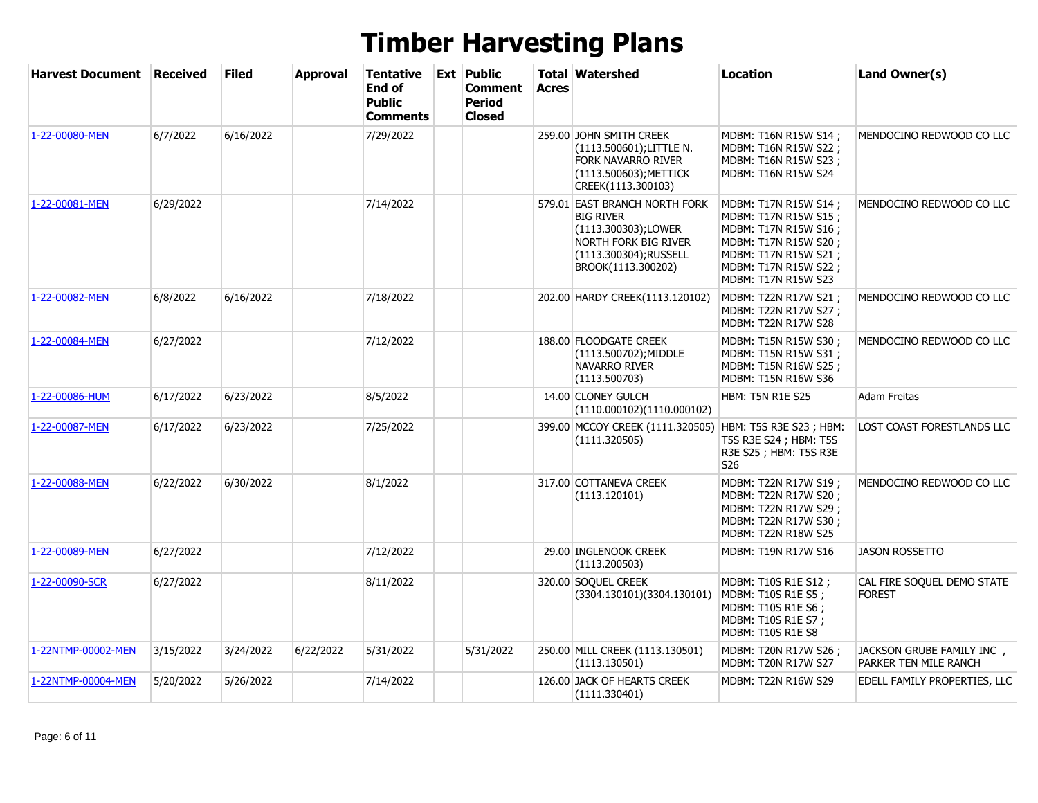# Timber Harvesting Plans

| Harvest Document | Received | Filed | Approval | Tentative End of Public Comments | Ext | Public Comment Period Closed | Total Acres | Watershed | Location | Land Owner(s) |
|---|---|---|---|---|---|---|---|---|---|---|
| 1-22-00080-MEN | 6/7/2022 | 6/16/2022 | | 7/29/2022 | | | 259.00 | JOHN SMITH CREEK (1113.500601);LITTLE N. FORK NAVARRO RIVER (1113.500603);METTICK CREEK(1113.300103) | MDBM: T16N R15W S14 ; MDBM: T16N R15W S22 ; MDBM: T16N R15W S23 ; MDBM: T16N R15W S24 | MENDOCINO REDWOOD CO LLC |
| 1-22-00081-MEN | 6/29/2022 | | | 7/14/2022 | | | 579.01 | EAST BRANCH NORTH FORK BIG RIVER (1113.300303);LOWER NORTH FORK BIG RIVER (1113.300304);RUSSELL BROOK(1113.300202) | MDBM: T17N R15W S14 ; MDBM: T17N R15W S15 ; MDBM: T17N R15W S16 ; MDBM: T17N R15W S20 ; MDBM: T17N R15W S21 ; MDBM: T17N R15W S22 ; MDBM: T17N R15W S23 | MENDOCINO REDWOOD CO LLC |
| 1-22-00082-MEN | 6/8/2022 | 6/16/2022 | | 7/18/2022 | | | 202.00 | HARDY CREEK(1113.120102) | MDBM: T22N R17W S21 ; MDBM: T22N R17W S27 ; MDBM: T22N R17W S28 | MENDOCINO REDWOOD CO LLC |
| 1-22-00084-MEN | 6/27/2022 | | | 7/12/2022 | | | 188.00 | FLOODGATE CREEK (1113.500702);MIDDLE NAVARRO RIVER (1113.500703) | MDBM: T15N R15W S30 ; MDBM: T15N R15W S31 ; MDBM: T15N R16W S25 ; MDBM: T15N R16W S36 | MENDOCINO REDWOOD CO LLC |
| 1-22-00086-HUM | 6/17/2022 | 6/23/2022 | | 8/5/2022 | | | 14.00 | CLONEY GULCH (1110.000102)(1110.000102) | HBM: T5N R1E S25 | Adam Freitas |
| 1-22-00087-MEN | 6/17/2022 | 6/23/2022 | | 7/25/2022 | | | 399.00 | MCCOY CREEK (1111.320505)(1111.320505) | HBM: T5S R3E S23 ; HBM: T5S R3E S24 ; HBM: T5S R3E S25 ; HBM: T5S R3E S26 | LOST COAST FORESTLANDS LLC |
| 1-22-00088-MEN | 6/22/2022 | 6/30/2022 | | 8/1/2022 | | | 317.00 | COTTANEVA CREEK (1113.120101) | MDBM: T22N R17W S19 ; MDBM: T22N R17W S20 ; MDBM: T22N R17W S29 ; MDBM: T22N R17W S30 ; MDBM: T22N R18W S25 | MENDOCINO REDWOOD CO LLC |
| 1-22-00089-MEN | 6/27/2022 | | | 7/12/2022 | | | 29.00 | INGLENOOK CREEK (1113.200503) | MDBM: T19N R17W S16 | JASON ROSSETTO |
| 1-22-00090-SCR | 6/27/2022 | | | 8/11/2022 | | | 320.00 | SOQUEL CREEK (3304.130101)(3304.130101) | MDBM: T10S R1E S12 ; MDBM: T10S R1E S5 ; MDBM: T10S R1E S6 ; MDBM: T10S R1E S7 ; MDBM: T10S R1E S8 | CAL FIRE SOQUEL DEMO STATE FOREST |
| 1-22NTMP-00002-MEN | 3/15/2022 | 3/24/2022 | 6/22/2022 | 5/31/2022 | | 5/31/2022 | 250.00 | MILL CREEK (1113.130501)(1113.130501) | MDBM: T20N R17W S26 ; MDBM: T20N R17W S27 | JACKSON GRUBE FAMILY INC , PARKER TEN MILE RANCH |
| 1-22NTMP-00004-MEN | 5/20/2022 | 5/26/2022 | | 7/14/2022 | | | 126.00 | JACK OF HEARTS CREEK (1111.330401) | MDBM: T22N R16W S29 | EDELL FAMILY PROPERTIES, LLC |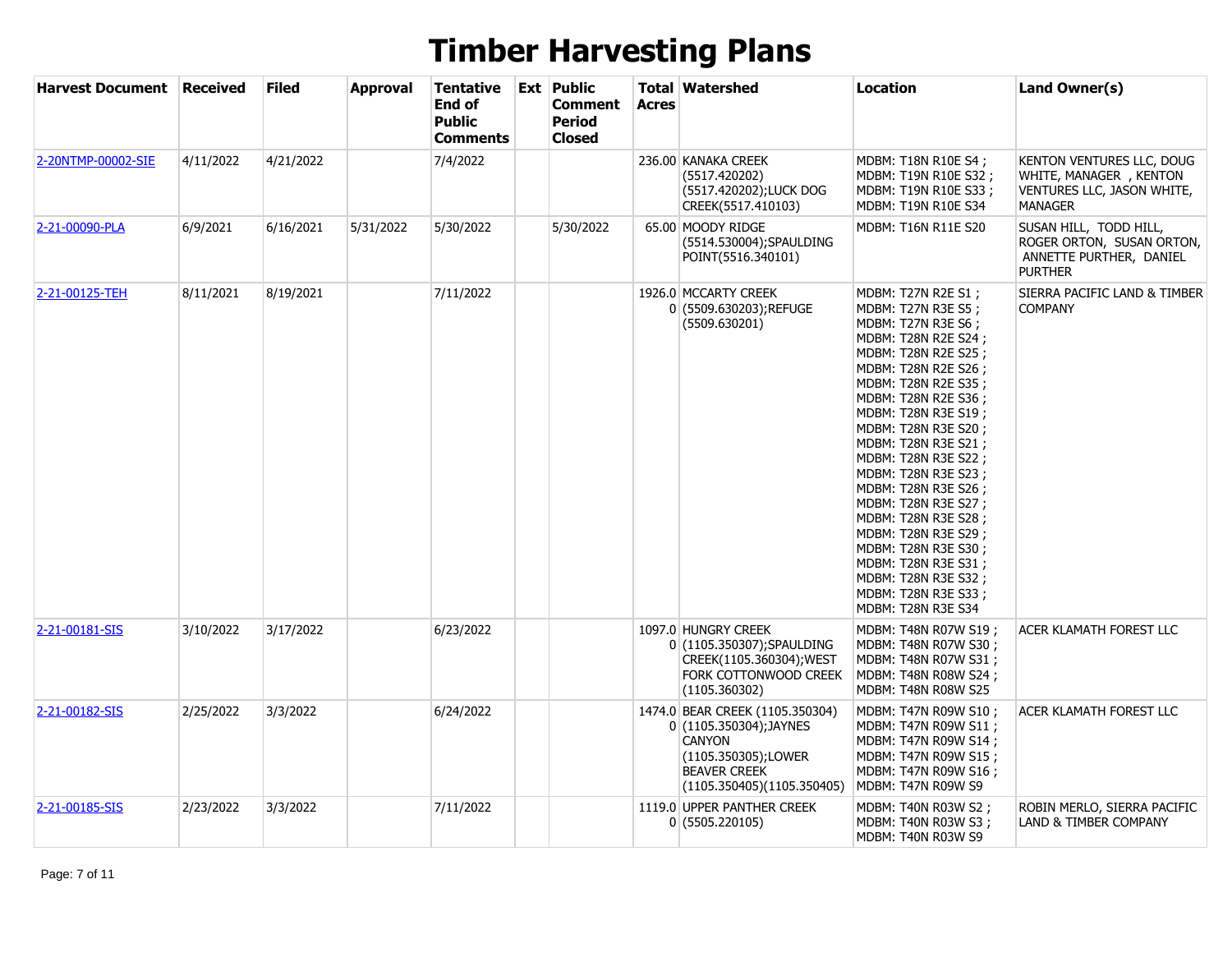# Timber Harvesting Plans

| Harvest Document | Received | Filed | Approval | Tentative End of Public Comments | Ext | Public Comment Period Closed | Total Acres | Watershed | Location | Land Owner(s) |
|---|---|---|---|---|---|---|---|---|---|---|
| 2-20NTMP-00002-SIE | 4/11/2022 | 4/21/2022 | | 7/4/2022 | | | 236.00 | KANAKA CREEK (5517.420202) (5517.420202);LUCK DOG CREEK(5517.410103) | MDBM: T18N R10E S4 ; MDBM: T19N R10E S32 ; MDBM: T19N R10E S33 ; MDBM: T19N R10E S34 | KENTON VENTURES LLC, DOUG WHITE, MANAGER , KENTON VENTURES LLC, JASON WHITE, MANAGER |
| 2-21-00090-PLA | 6/9/2021 | 6/16/2021 | 5/31/2022 | 5/30/2022 | | 5/30/2022 | 65.00 | MOODY RIDGE (5514.530004);SPAULDING POINT(5516.340101) | MDBM: T16N R11E S20 | SUSAN HILL, TODD HILL, ROGER ORTON, SUSAN ORTON, ANNETTE PURTHER, DANIEL PURTHER |
| 2-21-00125-TEH | 8/11/2021 | 8/19/2021 | | 7/11/2022 | | | 1926.00 | MCCARTY CREEK (5509.630203);REFUGE (5509.630201) | MDBM: T27N R2E S1 ; MDBM: T27N R3E S5 ; MDBM: T27N R3E S6 ; MDBM: T28N R2E S24 ; MDBM: T28N R2E S25 ; MDBM: T28N R2E S26 ; MDBM: T28N R2E S35 ; MDBM: T28N R2E S36 ; MDBM: T28N R3E S19 ; MDBM: T28N R3E S20 ; MDBM: T28N R3E S21 ; MDBM: T28N R3E S22 ; MDBM: T28N R3E S23 ; MDBM: T28N R3E S26 ; MDBM: T28N R3E S27 ; MDBM: T28N R3E S28 ; MDBM: T28N R3E S29 ; MDBM: T28N R3E S30 ; MDBM: T28N R3E S31 ; MDBM: T28N R3E S32 ; MDBM: T28N R3E S33 ; MDBM: T28N R3E S34 | SIERRA PACIFIC LAND & TIMBER COMPANY |
| 2-21-00181-SIS | 3/10/2022 | 3/17/2022 | | 6/23/2022 | | | 1097.00 | HUNGRY CREEK (1105.350307);SPAULDING CREEK(1105.360304);WEST FORK COTTONWOOD CREEK (1105.360302) | MDBM: T48N R07W S19 ; MDBM: T48N R07W S30 ; MDBM: T48N R07W S31 ; MDBM: T48N R08W S24 ; MDBM: T48N R08W S25 | ACER KLAMATH FOREST LLC |
| 2-21-00182-SIS | 2/25/2022 | 3/3/2022 | | 6/24/2022 | | | 1474.00 | BEAR CREEK (1105.350304) (1105.350304);JAYNES CANYON (1105.350305);LOWER BEAVER CREEK (1105.350405)(1105.350405) | MDBM: T47N R09W S10 ; MDBM: T47N R09W S11 ; MDBM: T47N R09W S14 ; MDBM: T47N R09W S15 ; MDBM: T47N R09W S16 ; MDBM: T47N R09W S9 | ACER KLAMATH FOREST LLC |
| 2-21-00185-SIS | 2/23/2022 | 3/3/2022 | | 7/11/2022 | | | 1119.00 | UPPER PANTHER CREEK (5505.220105) | MDBM: T40N R03W S2 ; MDBM: T40N R03W S3 ; MDBM: T40N R03W S9 | ROBIN MERLO, SIERRA PACIFIC LAND & TIMBER COMPANY |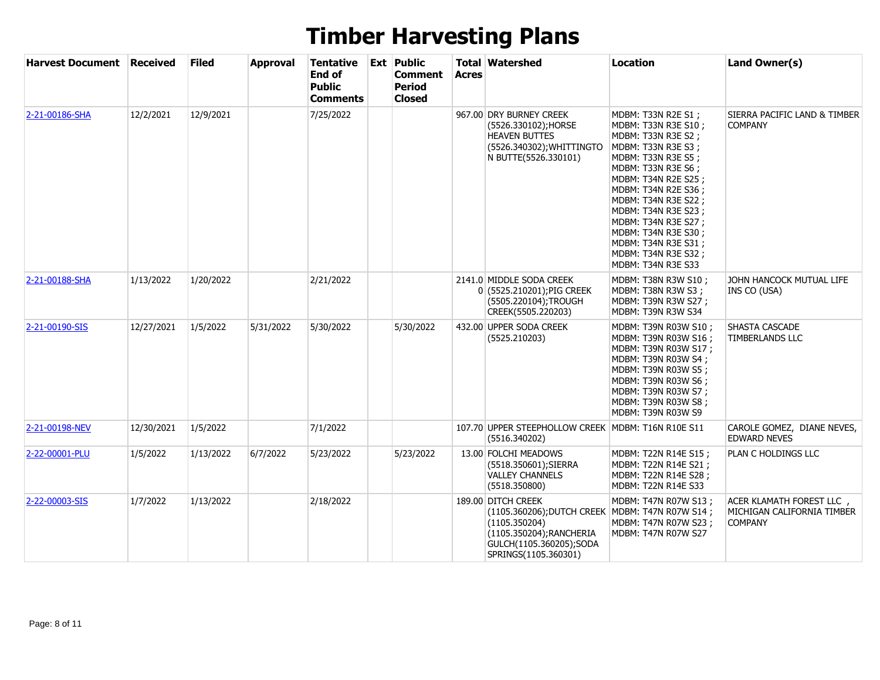# Timber Harvesting Plans

| Harvest Document | Received | Filed | Approval | Tentative End of Public Comments | Ext | Public Comment Period Closed | Total Acres | Watershed | Location | Land Owner(s) |
|---|---|---|---|---|---|---|---|---|---|---|
| 2-21-00186-SHA | 12/2/2021 | 12/9/2021 | | 7/25/2022 | | | 967.00 | DRY BURNEY CREEK (5526.330102);HORSE HEAVEN BUTTES (5526.340302);WHITTINGTON BUTTE(5526.330101) | MDBM: T33N R2E S1 ; MDBM: T33N R3E S10 ; MDBM: T33N R3E S2 ; MDBM: T33N R3E S3 ; MDBM: T33N R3E S5 ; MDBM: T33N R3E S6 ; MDBM: T34N R2E S25 ; MDBM: T34N R2E S36 ; MDBM: T34N R3E S22 ; MDBM: T34N R3E S23 ; MDBM: T34N R3E S27 ; MDBM: T34N R3E S30 ; MDBM: T34N R3E S31 ; MDBM: T34N R3E S32 ; MDBM: T34N R3E S33 | SIERRA PACIFIC LAND & TIMBER COMPANY |
| 2-21-00188-SHA | 1/13/2022 | 1/20/2022 | | 2/21/2022 | | | 2141.00 | MIDDLE SODA CREEK (5525.210201);PIG CREEK (5505.220104);TROUGH CREEK(5505.220203) | MDBM: T38N R3W S10 ; MDBM: T38N R3W S3 ; MDBM: T39N R3W S27 ; MDBM: T39N R3W S34 | JOHN HANCOCK MUTUAL LIFE INS CO (USA) |
| 2-21-00190-SIS | 12/27/2021 | 1/5/2022 | 5/31/2022 | 5/30/2022 | | 5/30/2022 | 432.00 | UPPER SODA CREEK (5525.210203) | MDBM: T39N R03W S10 ; MDBM: T39N R03W S16 ; MDBM: T39N R03W S17 ; MDBM: T39N R03W S4 ; MDBM: T39N R03W S5 ; MDBM: T39N R03W S6 ; MDBM: T39N R03W S7 ; MDBM: T39N R03W S8 ; MDBM: T39N R03W S9 | SHASTA CASCADE TIMBERLANDS LLC |
| 2-21-00198-NEV | 12/30/2021 | 1/5/2022 | | 7/1/2022 | | | 107.70 | UPPER STEEPHOLLOW CREEK (5516.340202) | MDBM: T16N R10E S11 | CAROLE GOMEZ, DIANE NEVES, EDWARD NEVES |
| 2-22-00001-PLU | 1/5/2022 | 1/13/2022 | 6/7/2022 | 5/23/2022 | | 5/23/2022 | 13.00 | FOLCHI MEADOWS (5518.350601);SIERRA VALLEY CHANNELS (5518.350800) | MDBM: T22N R14E S15 ; MDBM: T22N R14E S21 ; MDBM: T22N R14E S28 ; MDBM: T22N R14E S33 | PLAN C HOLDINGS LLC |
| 2-22-00003-SIS | 1/7/2022 | 1/13/2022 | | 2/18/2022 | | | 189.00 | DITCH CREEK (1105.360206);DUTCH CREEK (1105.350204) (1105.350204);RANCHERIA GULCH(1105.360205);SODA SPRINGS(1105.360301) | MDBM: T47N R07W S13 ; MDBM: T47N R07W S14 ; MDBM: T47N R07W S23 ; MDBM: T47N R07W S27 | ACER KLAMATH FOREST LLC , MICHIGAN CALIFORNIA TIMBER COMPANY |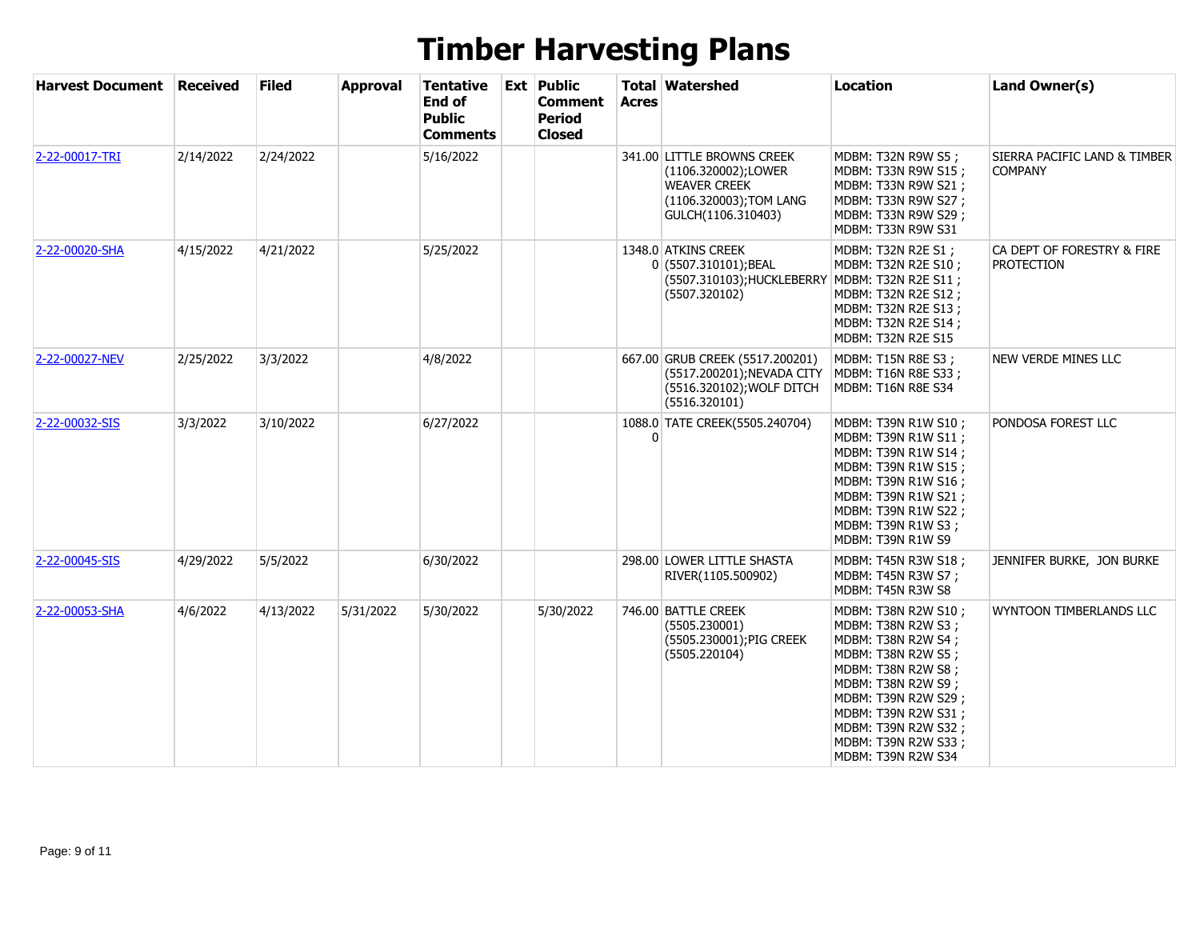# Timber Harvesting Plans

| Harvest Document | Received | Filed | Approval | Tentative End of Public Comments | Ext | Public Comment Period Closed | Total Acres | Watershed | Location | Land Owner(s) |
|---|---|---|---|---|---|---|---|---|---|---|
| 2-22-00017-TRI | 2/14/2022 | 2/24/2022 | | 5/16/2022 | | | 341.00 | LITTLE BROWNS CREEK (1106.320002);LOWER WEAVER CREEK (1106.320003);TOM LANG GULCH(1106.310403) | MDBM: T32N R9W S5 ; MDBM: T33N R9W S15 ; MDBM: T33N R9W S21 ; MDBM: T33N R9W S27 ; MDBM: T33N R9W S29 ; MDBM: T33N R9W S31 | SIERRA PACIFIC LAND & TIMBER COMPANY |
| 2-22-00020-SHA | 4/15/2022 | 4/21/2022 | | 5/25/2022 | | | 1348.00 | ATKINS CREEK (5507.310101);BEAL (5507.310103);HUCKLEBERRY (5507.320102) | MDBM: T32N R2E S1 ; MDBM: T32N R2E S10 ; MDBM: T32N R2E S11 ; MDBM: T32N R2E S12 ; MDBM: T32N R2E S13 ; MDBM: T32N R2E S14 ; MDBM: T32N R2E S15 | CA DEPT OF FORESTRY & FIRE PROTECTION |
| 2-22-00027-NEV | 2/25/2022 | 3/3/2022 | | 4/8/2022 | | | 667.00 | GRUB CREEK (5517.200201) (5517.200201);NEVADA CITY (5516.320102);WOLF DITCH (5516.320101) | MDBM: T15N R8E S3 ; MDBM: T16N R8E S33 ; MDBM: T16N R8E S34 | NEW VERDE MINES LLC |
| 2-22-00032-SIS | 3/3/2022 | 3/10/2022 | | 6/27/2022 | | | 1088.00 | TATE CREEK(5505.240704) | MDBM: T39N R1W S10 ; MDBM: T39N R1W S11 ; MDBM: T39N R1W S14 ; MDBM: T39N R1W S15 ; MDBM: T39N R1W S16 ; MDBM: T39N R1W S21 ; MDBM: T39N R1W S22 ; MDBM: T39N R1W S3 ; MDBM: T39N R1W S9 | PONDOSA FOREST LLC |
| 2-22-00045-SIS | 4/29/2022 | 5/5/2022 | | 6/30/2022 | | | 298.00 | LOWER LITTLE SHASTA RIVER(1105.500902) | MDBM: T45N R3W S18 ; MDBM: T45N R3W S7 ; MDBM: T45N R3W S8 | JENNIFER BURKE, JON BURKE |
| 2-22-00053-SHA | 4/6/2022 | 4/13/2022 | 5/31/2022 | 5/30/2022 | | 5/30/2022 | 746.00 | BATTLE CREEK (5505.230001) (5505.230001);PIG CREEK (5505.220104) | MDBM: T38N R2W S10 ; MDBM: T38N R2W S3 ; MDBM: T38N R2W S4 ; MDBM: T38N R2W S5 ; MDBM: T38N R2W S8 ; MDBM: T38N R2W S9 ; MDBM: T39N R2W S29 ; MDBM: T39N R2W S31 ; MDBM: T39N R2W S32 ; MDBM: T39N R2W S33 ; MDBM: T39N R2W S34 | WYNTOON TIMBERLANDS LLC |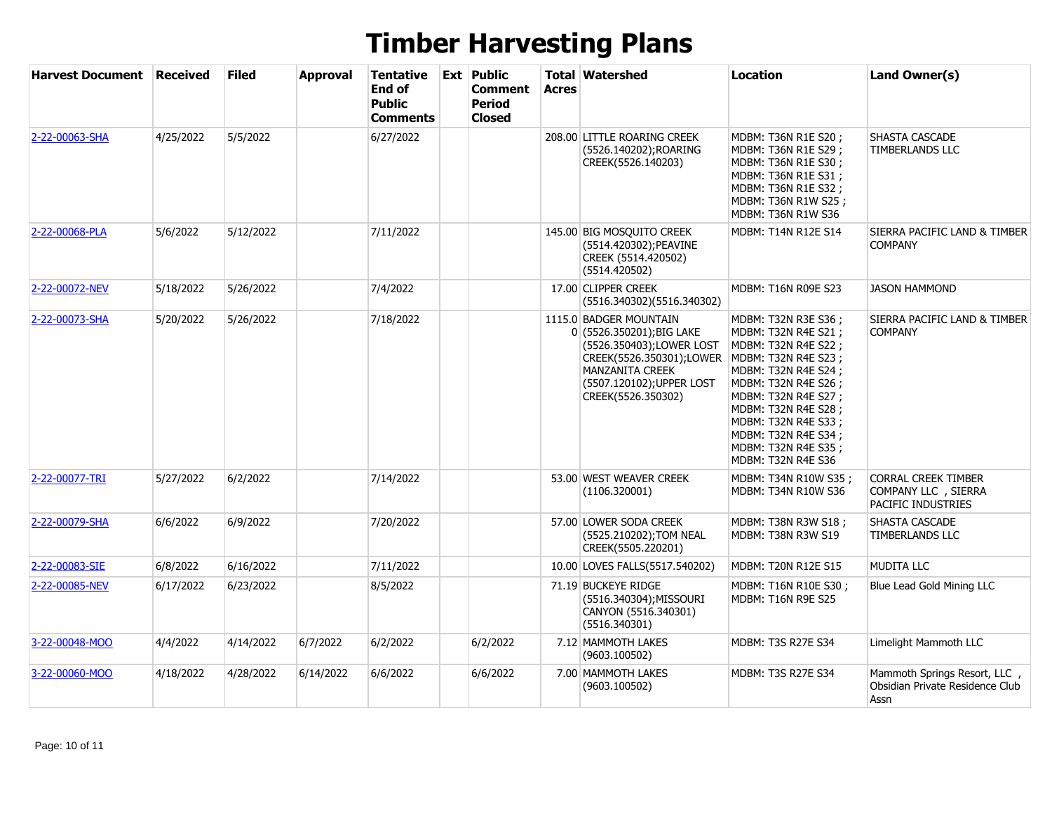# Timber Harvesting Plans

| Harvest Document | Received | Filed | Approval | Tentative End of Public Comments | Ext | Public Comment Period Closed | Total Acres | Watershed | Location | Land Owner(s) |
|---|---|---|---|---|---|---|---|---|---|---|
| 2-22-00063-SHA | 4/25/2022 | 5/5/2022 | | 6/27/2022 | | | 208.00 | LITTLE ROARING CREEK (5526.140202);ROARING CREEK(5526.140203) | MDBM: T36N R1E S20 ; MDBM: T36N R1E S29 ; MDBM: T36N R1E S30 ; MDBM: T36N R1E S31 ; MDBM: T36N R1E S32 ; MDBM: T36N R1W S25 ; MDBM: T36N R1W S36 | SHASTA CASCADE TIMBERLANDS LLC |
| 2-22-00068-PLA | 5/6/2022 | 5/12/2022 | | 7/11/2022 | | | 145.00 | BIG MOSQUITO CREEK (5514.420302);PEAVINE CREEK (5514.420502) (5514.420502) | MDBM: T14N R12E S14 | SIERRA PACIFIC LAND & TIMBER COMPANY |
| 2-22-00072-NEV | 5/18/2022 | 5/26/2022 | | 7/4/2022 | | | 17.00 | CLIPPER CREEK (5516.340302)(5516.340302) | MDBM: T16N R09E S23 | JASON HAMMOND |
| 2-22-00073-SHA | 5/20/2022 | 5/26/2022 | | 7/18/2022 | | | 1115.00 | BADGER MOUNTAIN (5526.350201);BIG LAKE (5526.350403);LOWER LOST CREEK(5526.350301);LOWER MANZANITA CREEK (5507.120102);UPPER LOST CREEK(5526.350302) | MDBM: T32N R3E S36 ; MDBM: T32N R4E S21 ; MDBM: T32N R4E S22 ; MDBM: T32N R4E S23 ; MDBM: T32N R4E S24 ; MDBM: T32N R4E S26 ; MDBM: T32N R4E S27 ; MDBM: T32N R4E S28 ; MDBM: T32N R4E S33 ; MDBM: T32N R4E S34 ; MDBM: T32N R4E S35 ; MDBM: T32N R4E S36 | SIERRA PACIFIC LAND & TIMBER COMPANY |
| 2-22-00077-TRI | 5/27/2022 | 6/2/2022 | | 7/14/2022 | | | 53.00 | WEST WEAVER CREEK (1106.320001) | MDBM: T34N R10W S35 ; MDBM: T34N R10W S36 | CORRAL CREEK TIMBER COMPANY LLC , SIERRA PACIFIC INDUSTRIES |
| 2-22-00079-SHA | 6/6/2022 | 6/9/2022 | | 7/20/2022 | | | 57.00 | LOWER SODA CREEK (5525.210202);TOM NEAL CREEK(5505.220201) | MDBM: T38N R3W S18 ; MDBM: T38N R3W S19 | SHASTA CASCADE TIMBERLANDS LLC |
| 2-22-00083-SIE | 6/8/2022 | 6/16/2022 | | 7/11/2022 | | | 10.00 | LOVES FALLS(5517.540202) | MDBM: T20N R12E S15 | MUDITA LLC |
| 2-22-00085-NEV | 6/17/2022 | 6/23/2022 | | 8/5/2022 | | | 71.19 | BUCKEYE RIDGE (5516.340304);MISSOURI CANYON (5516.340301) (5516.340301) | MDBM: T16N R10E S30 ; MDBM: T16N R9E S25 | Blue Lead Gold Mining LLC |
| 3-22-00048-MOO | 4/4/2022 | 4/14/2022 | 6/7/2022 | 6/2/2022 | | 6/2/2022 | 7.12 | MAMMOTH LAKES (9603.100502) | MDBM: T3S R27E S34 | Limelight Mammoth LLC |
| 3-22-00060-MOO | 4/18/2022 | 4/28/2022 | 6/14/2022 | 6/6/2022 | | 6/6/2022 | 7.00 | MAMMOTH LAKES (9603.100502) | MDBM: T3S R27E S34 | Mammoth Springs Resort, LLC , Obsidian Private Residence Club Assn |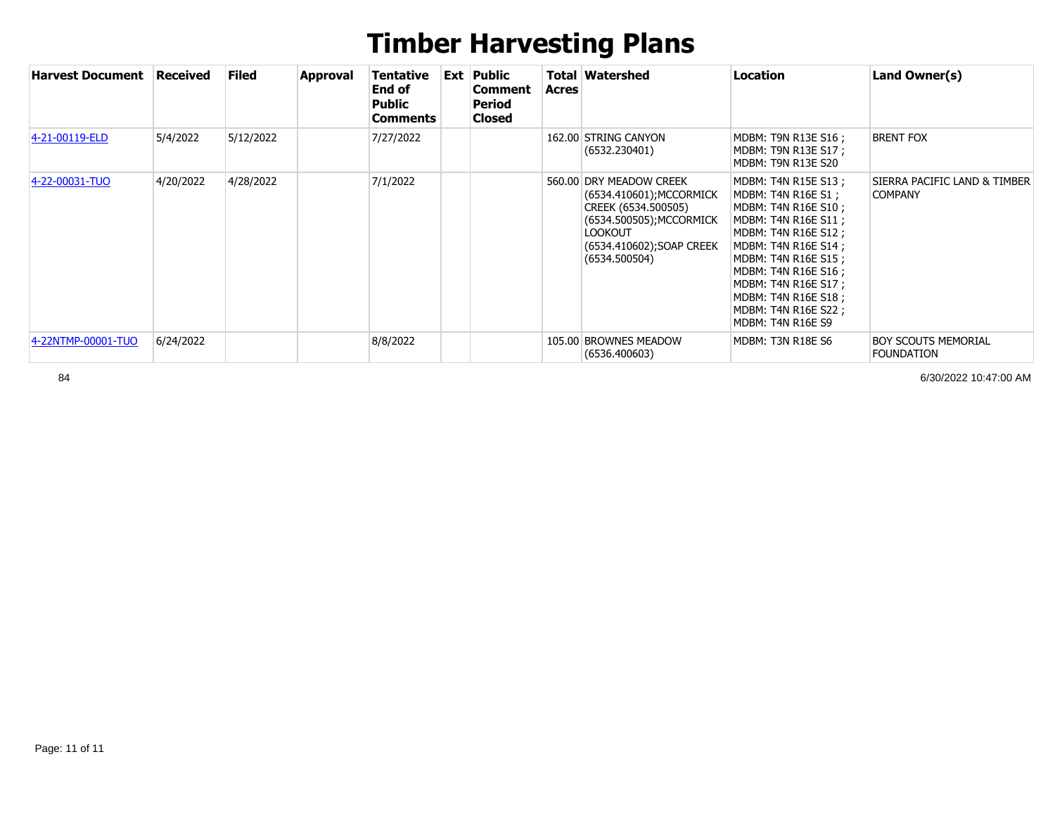# Timber Harvesting Plans

| Harvest Document | Received | Filed | Approval | Tentative End of Public Comments | Ext | Public Comment Period Closed | Total Acres | Watershed | Location | Land Owner(s) |
|---|---|---|---|---|---|---|---|---|---|---|
| 4-21-00119-ELD | 5/4/2022 | 5/12/2022 | | 7/27/2022 | | | 162.00 | STRING CANYON (6532.230401) | MDBM: T9N R13E S16 ; MDBM: T9N R13E S17 ; MDBM: T9N R13E S20 | BRENT FOX |
| 4-22-00031-TUO | 4/20/2022 | 4/28/2022 | | 7/1/2022 | | | 560.00 | DRY MEADOW CREEK (6534.410601);MCCORMICK CREEK (6534.500505) (6534.500505);MCCORMICK LOOKOUT (6534.410602);SOAP CREEK (6534.500504) | MDBM: T4N R15E S13 ; MDBM: T4N R16E S1 ; MDBM: T4N R16E S10 ; MDBM: T4N R16E S11 ; MDBM: T4N R16E S12 ; MDBM: T4N R16E S14 ; MDBM: T4N R16E S15 ; MDBM: T4N R16E S16 ; MDBM: T4N R16E S17 ; MDBM: T4N R16E S18 ; MDBM: T4N R16E S22 ; MDBM: T4N R16E S9 | SIERRA PACIFIC LAND & TIMBER COMPANY |
| 4-22NTMP-00001-TUO | 6/24/2022 | | | 8/8/2022 | | | 105.00 | BROWNES MEADOW (6536.400603) | MDBM: T3N R18E S6 | BOY SCOUTS MEMORIAL FOUNDATION |

84

6/30/2022 10:47:00 AM